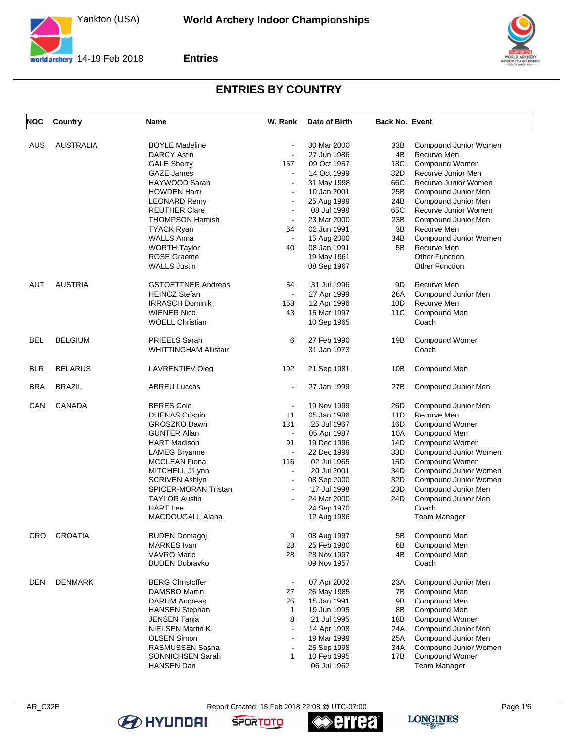# World Archery Indoor Championships

Yankton (USA)

14-19 Feb 2018

## Entries

## ENTRIES BY COUNTRY

| NOC | Country | Name | W. Rank | Date of Birth | Back No. | Event |
|---|---|---|---|---|---|---|
| AUS | AUSTRALIA | BOYLE Madeline | - | 30 Mar 2000 | 33B | Compound Junior Women |
| | | DARCY Astin | - | 27 Jun 1986 | 4B | Recurve Men |
| | | GALE Sherry | 157 | 09 Oct 1957 | 18C | Compound Women |
| | | GAZE James | - | 14 Oct 1999 | 32D | Recurve Junior Men |
| | | HAYWOOD Sarah | - | 31 May 1998 | 66C | Recurve Junior Women |
| | | HOWDEN Harri | - | 10 Jan 2001 | 25B | Compound Junior Men |
| | | LEONARD Remy | - | 25 Aug 1999 | 24B | Compound Junior Men |
| | | REUTHER Clare | - | 08 Jul 1999 | 65C | Recurve Junior Women |
| | | THOMPSON Hamish | - | 23 Mar 2000 | 23B | Compound Junior Men |
| | | TYACK Ryan | 64 | 02 Jun 1991 | 3B | Recurve Men |
| | | WALLS Anna | - | 15 Aug 2000 | 34B | Compound Junior Women |
| | | WORTH Taylor | 40 | 08 Jan 1991 | 5B | Recurve Men |
| | | ROSE Graeme | | 19 May 1961 | | Other Function |
| | | WALLS Justin | | 08 Sep 1967 | | Other Function |
| AUT | AUSTRIA | GSTOETTNER Andreas | 54 | 31 Jul 1996 | 9D | Recurve Men |
| | | HEINCZ Stefan | - | 27 Apr 1999 | 26A | Compound Junior Men |
| | | IRRASCH Dominik | 153 | 12 Apr 1996 | 10D | Recurve Men |
| | | WIENER Nico | 43 | 15 Mar 1997 | 11C | Compound Men |
| | | WOELL Christian | | 10 Sep 1965 | | Coach |
| BEL | BELGIUM | PRIEELS Sarah | 6 | 27 Feb 1990 | 19B | Compound Women |
| | | WHITTINGHAM Allistair | | 31 Jan 1973 | | Coach |
| BLR | BELARUS | LAVRENTIEV Oleg | 192 | 21 Sep 1981 | 10B | Compound Men |
| BRA | BRAZIL | ABREU Luccas | - | 27 Jan 1999 | 27B | Compound Junior Men |
| CAN | CANADA | BERES Cole | - | 19 Nov 1999 | 26D | Compound Junior Men |
| | | DUENAS Crispin | 11 | 05 Jan 1986 | 11D | Recurve Men |
| | | GROSZKO Dawn | 131 | 25 Jul 1967 | 16D | Compound Women |
| | | GUNTER Allan | - | 05 Apr 1987 | 10A | Compound Men |
| | | HART Madison | 91 | 19 Dec 1996 | 14D | Compound Women |
| | | LAMEG Bryanne | - | 22 Dec 1999 | 33D | Compound Junior Women |
| | | MCCLEAN Fiona | 116 | 02 Jul 1965 | 15D | Compound Women |
| | | MITCHELL J'Lynn | - | 20 Jul 2001 | 34D | Compound Junior Women |
| | | SCRIVEN Ashlyn | - | 08 Sep 2000 | 32D | Compound Junior Women |
| | | SPICER-MORAN Tristan | - | 17 Jul 1998 | 23D | Compound Junior Men |
| | | TAYLOR Austin | - | 24 Mar 2000 | 24D | Compound Junior Men |
| | | HART Lee | | 24 Sep 1970 | | Coach |
| | | MACDOUGALL Alana | | 12 Aug 1986 | | Team Manager |
| CRO | CROATIA | BUDEN Domagoj | 9 | 08 Aug 1997 | 5B | Compound Men |
| | | MARKES Ivan | 23 | 25 Feb 1980 | 6B | Compound Men |
| | | VAVRO Mario | 28 | 28 Nov 1997 | 4B | Compound Men |
| | | BUDEN Dubravko | | 09 Nov 1957 | | Coach |
| DEN | DENMARK | BERG Christoffer | - | 07 Apr 2002 | 23A | Compound Junior Men |
| | | DAMSBO Martin | 27 | 26 May 1985 | 7B | Compound Men |
| | | DARUM Andreas | 25 | 15 Jan 1991 | 9B | Compound Men |
| | | HANSEN Stephan | 1 | 19 Jun 1995 | 8B | Compound Men |
| | | JENSEN Tanja | 8 | 21 Jul 1995 | 18B | Compound Women |
| | | NIELSEN Martin K. | - | 14 Apr 1998 | 24A | Compound Junior Men |
| | | OLSEN Simon | - | 19 Mar 1999 | 25A | Compound Junior Men |
| | | RASMUSSEN Sasha | - | 25 Sep 1998 | 34A | Compound Junior Women |
| | | SONNICHSEN Sarah | 1 | 10 Feb 1995 | 17B | Compound Women |
| | | HANSEN Dan | | 06 Jul 1962 | | Team Manager |

AR_C32E Report Created: 15 Feb 2018 22:08 @ UTC-07:00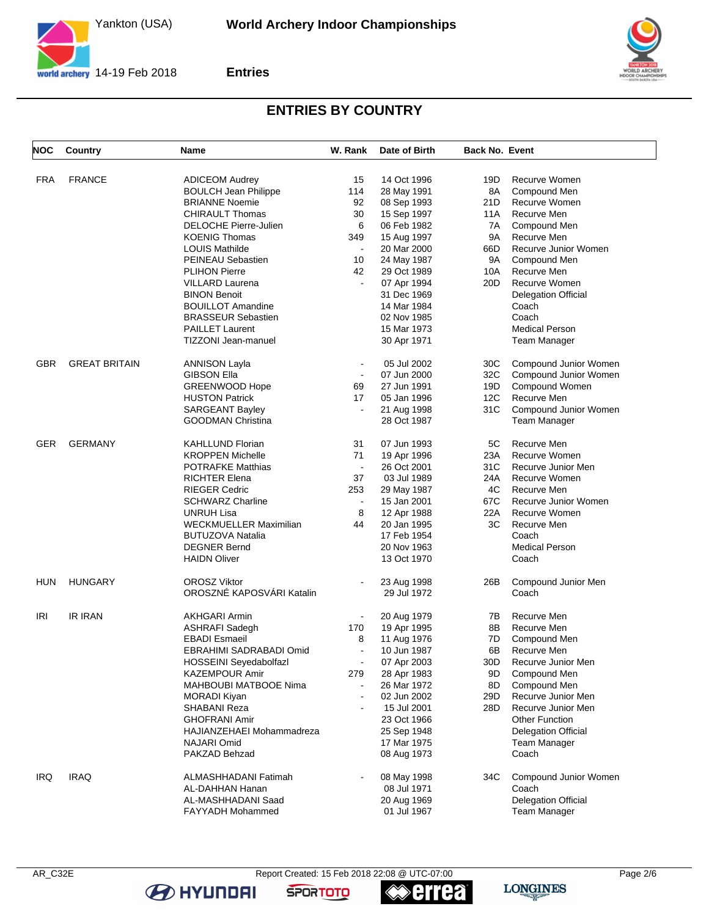# ENTRIES BY COUNTRY

| NOC | Country | Name | W. Rank | Date of Birth | Back No. | Event |
|---|---|---|---|---|---|---|
| FRA | FRANCE | ADICEOM Audrey | 15 | 14 Oct 1996 | 19D | Recurve Women |
| | | BOULCH Jean Philippe | 114 | 28 May 1991 | 8A | Compound Men |
| | | BRIANNE Noemie | 92 | 08 Sep 1993 | 21D | Recurve Women |
| | | CHIRAULT Thomas | 30 | 15 Sep 1997 | 11A | Recurve Men |
| | | DELOCHE Pierre-Julien | 6 | 06 Feb 1982 | 7A | Compound Men |
| | | KOENIG Thomas | 349 | 15 Aug 1997 | 9A | Recurve Men |
| | | LOUIS Mathilde | - | 20 Mar 2000 | 66D | Recurve Junior Women |
| | | PEINEAU Sebastien | 10 | 24 May 1987 | 9A | Compound Men |
| | | PLIHON Pierre | 42 | 29 Oct 1989 | 10A | Recurve Men |
| | | VILLARD Laurena | - | 07 Apr 1994 | 20D | Recurve Women |
| | | BINON Benoit | | 31 Dec 1969 | | Delegation Official |
| | | BOUILLOT Amandine | | 14 Mar 1984 | | Coach |
| | | BRASSEUR Sebastien | | 02 Nov 1985 | | Coach |
| | | PAILLET Laurent | | 15 Mar 1973 | | Medical Person |
| | | TIZZONI Jean-manuel | | 30 Apr 1971 | | Team Manager |
| GBR | GREAT BRITAIN | ANNISON Layla | - | 05 Jul 2002 | 30C | Compound Junior Women |
| | | GIBSON Ella | - | 07 Jun 2000 | 32C | Compound Junior Women |
| | | GREENWOOD Hope | 69 | 27 Jun 1991 | 19D | Compound Women |
| | | HUSTON Patrick | 17 | 05 Jan 1996 | 12C | Recurve Men |
| | | SARGEANT Bayley | - | 21 Aug 1998 | 31C | Compound Junior Women |
| | | GOODMAN Christina | | 28 Oct 1987 | | Team Manager |
| GER | GERMANY | KAHLLUND Florian | 31 | 07 Jun 1993 | 5C | Recurve Men |
| | | KROPPEN Michelle | 71 | 19 Apr 1996 | 23A | Recurve Women |
| | | POTRAFKE Matthias | - | 26 Oct 2001 | 31C | Recurve Junior Men |
| | | RICHTER Elena | 37 | 03 Jul 1989 | 24A | Recurve Women |
| | | RIEGER Cedric | 253 | 29 May 1987 | 4C | Recurve Men |
| | | SCHWARZ Charline | - | 15 Jan 2001 | 67C | Recurve Junior Women |
| | | UNRUH Lisa | 8 | 12 Apr 1988 | 22A | Recurve Women |
| | | WECKMUELLER Maximilian | 44 | 20 Jan 1995 | 3C | Recurve Men |
| | | BUTUZOVA Natalia | | 17 Feb 1954 | | Coach |
| | | DEGNER Bernd | | 20 Nov 1963 | | Medical Person |
| | | HAIDN Oliver | | 13 Oct 1970 | | Coach |
| HUN | HUNGARY | OROSZ Viktor | - | 23 Aug 1998 | 26B | Compound Junior Men |
| | | OROSZNÉ KAPOSVÁRI Katalin | | 29 Jul 1972 | | Coach |
| IRI | IR IRAN | AKHGARI Armin | - | 20 Aug 1979 | 7B | Recurve Men |
| | | ASHRAFI Sadegh | 170 | 19 Apr 1995 | 8B | Recurve Men |
| | | EBADI Esmaeil | 8 | 11 Aug 1976 | 7D | Compound Men |
| | | EBRAHIMI SADRABADI Omid | - | 10 Jun 1987 | 6B | Recurve Men |
| | | HOSSEINI Seyedabolfazl | - | 07 Apr 2003 | 30D | Recurve Junior Men |
| | | KAZEMPOUR Amir | 279 | 28 Apr 1983 | 9D | Compound Men |
| | | MAHBOUBI MATBOOE Nima | - | 26 Mar 1972 | 8D | Compound Men |
| | | MORADI Kiyan | - | 02 Jun 2002 | 29D | Recurve Junior Men |
| | | SHABANI Reza | - | 15 Jul 2001 | 28D | Recurve Junior Men |
| | | GHOFRANI Amir | | 23 Oct 1966 | | Other Function |
| | | HAJIANZEHAEI Mohammadreza | | 25 Sep 1948 | | Delegation Official |
| | | NAJARI Omid | | 17 Mar 1975 | | Team Manager |
| | | PAKZAD Behzad | | 08 Aug 1973 | | Coach |
| IRQ | IRAQ | ALMASHHADANI Fatimah | - | 08 May 1998 | 34C | Compound Junior Women |
| | | AL-DAHHAN Hanan | | 08 Jul 1971 | | Coach |
| | | AL-MASHHADANI Saad | | 20 Aug 1969 | | Delegation Official |
| | | FAYYADH Mohammed | | 01 Jul 1967 | | Team Manager |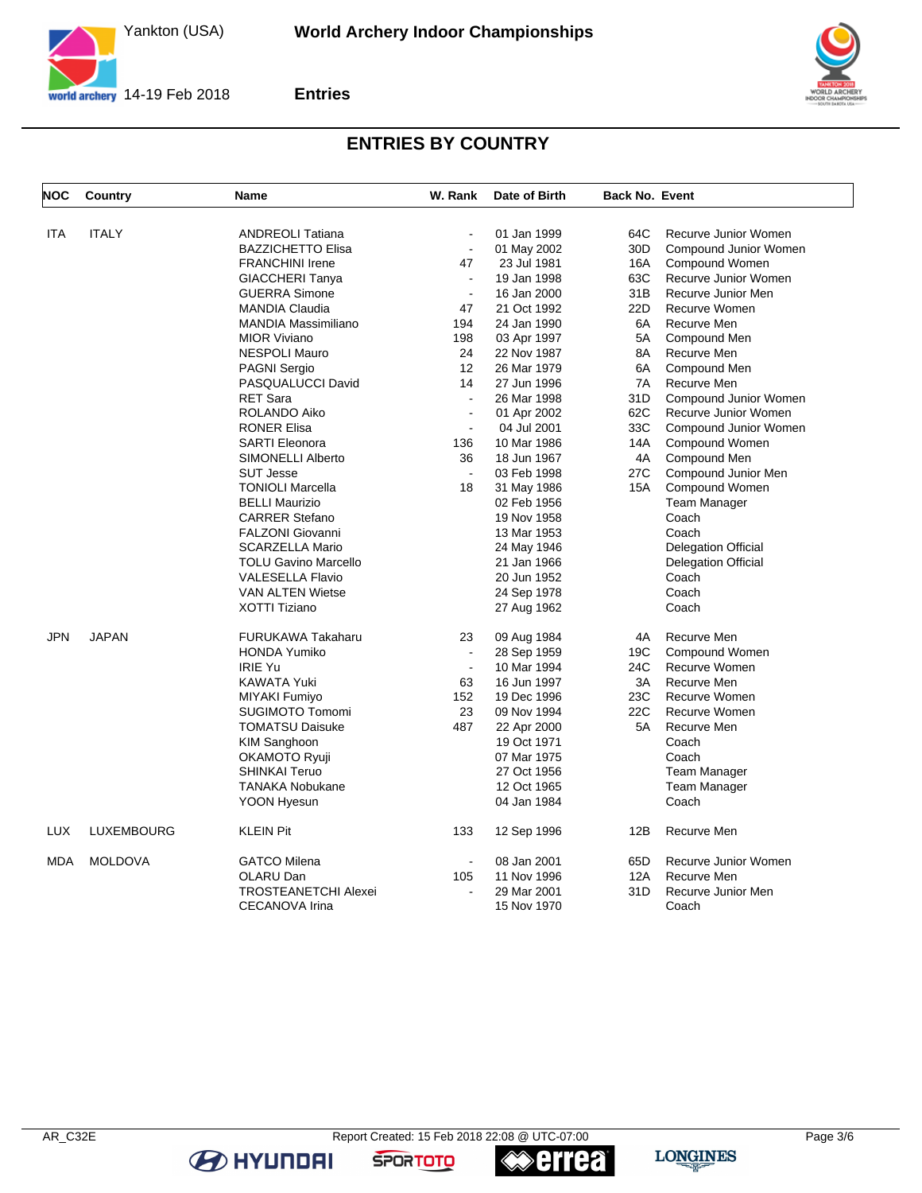# World Archery Indoor Championships

Yankton (USA)
14-19 Feb 2018

**Entries**

## ENTRIES BY COUNTRY

| NOC | Country | Name | W. Rank | Date of Birth | Back No. | Event |
|---|---|---|---|---|---|---|
| ITA | ITALY | ANDREOLI Tatiana | - | 01 Jan 1999 | 64C | Recurve Junior Women |
| | | BAZZICHETTO Elisa | - | 01 May 2002 | 30D | Compound Junior Women |
| | | FRANCHINI Irene | 47 | 23 Jul 1981 | 16A | Compound Women |
| | | GIACCHERI Tanya | - | 19 Jan 1998 | 63C | Recurve Junior Women |
| | | GUERRA Simone | - | 16 Jan 2000 | 31B | Recurve Junior Men |
| | | MANDIA Claudia | 47 | 21 Oct 1992 | 22D | Recurve Women |
| | | MANDIA Massimiliano | 194 | 24 Jan 1990 | 6A | Recurve Men |
| | | MIOR Viviano | 198 | 03 Apr 1997 | 5A | Compound Men |
| | | NESPOLI Mauro | 24 | 22 Nov 1987 | 8A | Recurve Men |
| | | PAGNI Sergio | 12 | 26 Mar 1979 | 6A | Compound Men |
| | | PASQUALUCCI David | 14 | 27 Jun 1996 | 7A | Recurve Men |
| | | RET Sara | - | 26 Mar 1998 | 31D | Compound Junior Women |
| | | ROLANDO Aiko | - | 01 Apr 2002 | 62C | Recurve Junior Women |
| | | RONER Elisa | - | 04 Jul 2001 | 33C | Compound Junior Women |
| | | SARTI Eleonora | 136 | 10 Mar 1986 | 14A | Compound Women |
| | | SIMONELLI Alberto | 36 | 18 Jun 1967 | 4A | Compound Men |
| | | SUT Jesse | - | 03 Feb 1998 | 27C | Compound Junior Men |
| | | TONIOLI Marcella | 18 | 31 May 1986 | 15A | Compound Women |
| | | BELLI Maurizio | | 02 Feb 1956 | | Team Manager |
| | | CARRER Stefano | | 19 Nov 1958 | | Coach |
| | | FALZONI Giovanni | | 13 Mar 1953 | | Coach |
| | | SCARZELLA Mario | | 24 May 1946 | | Delegation Official |
| | | TOLU Gavino Marcello | | 21 Jan 1966 | | Delegation Official |
| | | VALESELLA Flavio | | 20 Jun 1952 | | Coach |
| | | VAN ALTEN Wietse | | 24 Sep 1978 | | Coach |
| | | XOTTI Tiziano | | 27 Aug 1962 | | Coach |
| JPN | JAPAN | FURUKAWA Takaharu | 23 | 09 Aug 1984 | 4A | Recurve Men |
| | | HONDA Yumiko | - | 28 Sep 1959 | 19C | Compound Women |
| | | IRIE Yu | - | 10 Mar 1994 | 24C | Recurve Women |
| | | KAWATA Yuki | 63 | 16 Jun 1997 | 3A | Recurve Men |
| | | MIYAKI Fumiyo | 152 | 19 Dec 1996 | 23C | Recurve Women |
| | | SUGIMOTO Tomomi | 23 | 09 Nov 1994 | 22C | Recurve Women |
| | | TOMATSU Daisuke | 487 | 22 Apr 2000 | 5A | Recurve Men |
| | | KIM Sanghoon | | 19 Oct 1971 | | Coach |
| | | OKAMOTO Ryuji | | 07 Mar 1975 | | Coach |
| | | SHINKAI Teruo | | 27 Oct 1956 | | Team Manager |
| | | TANAKA Nobukane | | 12 Oct 1965 | | Team Manager |
| | | YOON Hyesun | | 04 Jan 1984 | | Coach |
| LUX | LUXEMBOURG | KLEIN Pit | 133 | 12 Sep 1996 | 12B | Recurve Men |
| MDA | MOLDOVA | GATCO Milena | - | 08 Jan 2001 | 65D | Recurve Junior Women |
| | | OLARU Dan | 105 | 11 Nov 1996 | 12A | Recurve Men |
| | | TROSTEANETCHI Alexei | - | 29 Mar 2001 | 31D | Recurve Junior Men |
| | | CECANOVA Irina | | 15 Nov 1970 | | Coach |

AR_C32E Report Created: 15 Feb 2018 22:08 @ UTC-07:00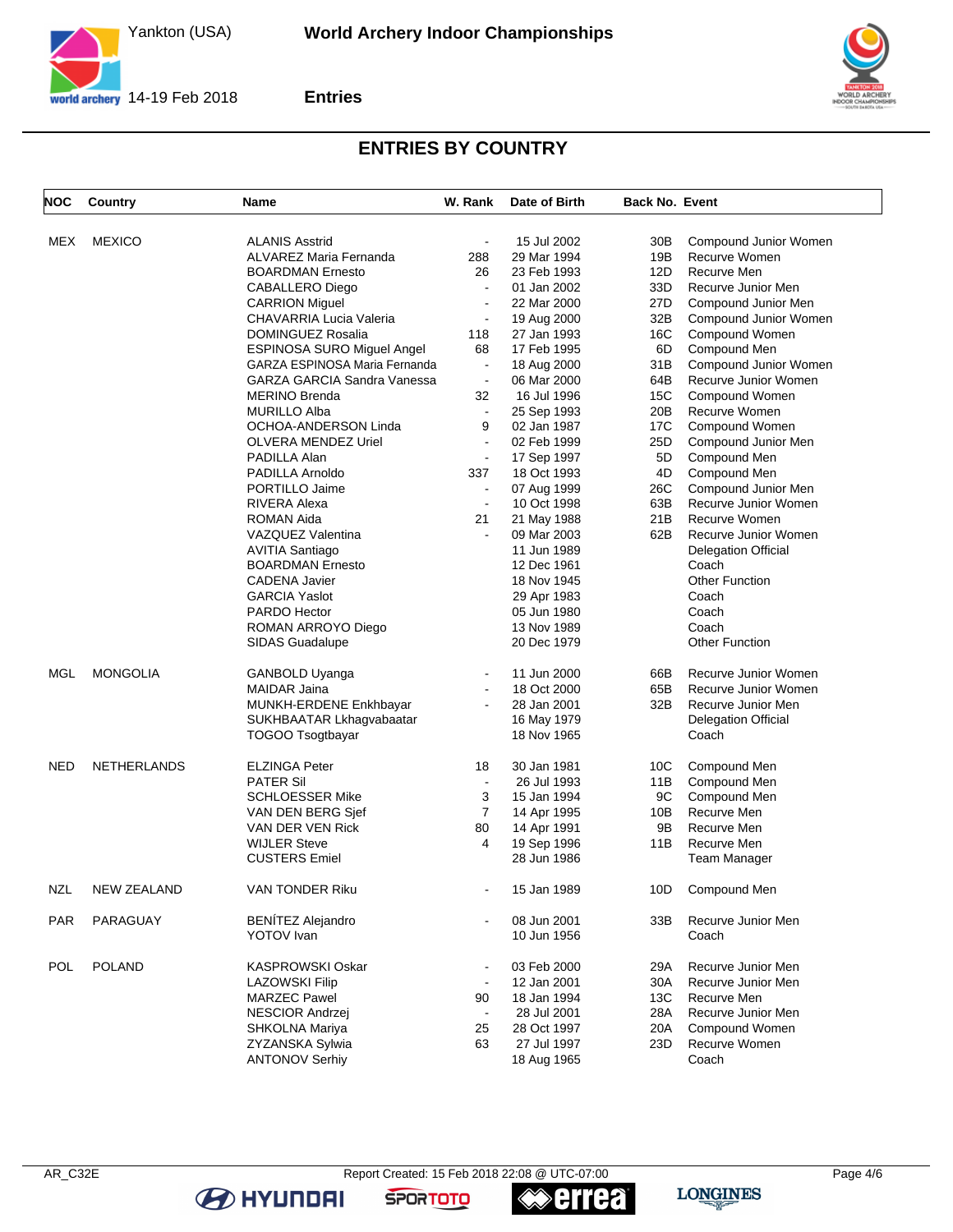# World Archery Indoor Championships

Yankton (USA) 14-19 Feb 2018

## Entries

## ENTRIES BY COUNTRY

| NOC | Country | Name | W. Rank | Date of Birth | Back No. | Event |
|---|---|---|---|---|---|---|
| MEX | MEXICO | ALANIS Asstrid | - | 15 Jul 2002 | 30B | Compound Junior Women |
| | | ALVAREZ Maria Fernanda | 288 | 29 Mar 1994 | 19B | Recurve Women |
| | | BOARDMAN Ernesto | 26 | 23 Feb 1993 | 12D | Recurve Men |
| | | CABALLERO Diego | - | 01 Jan 2002 | 33D | Recurve Junior Men |
| | | CARRION Miguel | - | 22 Mar 2000 | 27D | Compound Junior Men |
| | | CHAVARRIA Lucia Valeria | - | 19 Aug 2000 | 32B | Compound Junior Women |
| | | DOMINGUEZ Rosalia | 118 | 27 Jan 1993 | 16C | Compound Women |
| | | ESPINOSA SURO Miguel Angel | 68 | 17 Feb 1995 | 6D | Compound Men |
| | | GARZA ESPINOSA Maria Fernanda | - | 18 Aug 2000 | 31B | Compound Junior Women |
| | | GARZA GARCIA Sandra Vanessa | - | 06 Mar 2000 | 64B | Recurve Junior Women |
| | | MERINO Brenda | 32 | 16 Jul 1996 | 15C | Compound Women |
| | | MURILLO Alba | - | 25 Sep 1993 | 20B | Recurve Women |
| | | OCHOA-ANDERSON Linda | 9 | 02 Jan 1987 | 17C | Compound Women |
| | | OLVERA MENDEZ Uriel | - | 02 Feb 1999 | 25D | Compound Junior Men |
| | | PADILLA Alan | - | 17 Sep 1997 | 5D | Compound Men |
| | | PADILLA Arnoldo | 337 | 18 Oct 1993 | 4D | Compound Men |
| | | PORTILLO Jaime | - | 07 Aug 1999 | 26C | Compound Junior Men |
| | | RIVERA Alexa | - | 10 Oct 1998 | 63B | Recurve Junior Women |
| | | ROMAN Aida | 21 | 21 May 1988 | 21B | Recurve Women |
| | | VAZQUEZ Valentina | - | 09 Mar 2003 | 62B | Recurve Junior Women |
| | | AVITIA Santiago | | 11 Jun 1989 | | Delegation Official |
| | | BOARDMAN Ernesto | | 12 Dec 1961 | | Coach |
| | | CADENA Javier | | 18 Nov 1945 | | Other Function |
| | | GARCIA Yaslot | | 29 Apr 1983 | | Coach |
| | | PARDO Hector | | 05 Jun 1980 | | Coach |
| | | ROMAN ARROYO Diego | | 13 Nov 1989 | | Coach |
| | | SIDAS Guadalupe | | 20 Dec 1979 | | Other Function |
| MGL | MONGOLIA | GANBOLD Uyanga | - | 11 Jun 2000 | 66B | Recurve Junior Women |
| | | MAIDAR Jaina | - | 18 Oct 2000 | 65B | Recurve Junior Women |
| | | MUNKH-ERDENE Enkhbayar | - | 28 Jan 2001 | 32B | Recurve Junior Men |
| | | SUKHBAATAR Lkhagvabaatar | | 16 May 1979 | | Delegation Official |
| | | TOGOO Tsogtbayar | | 18 Nov 1965 | | Coach |
| NED | NETHERLANDS | ELZINGA Peter | 18 | 30 Jan 1981 | 10C | Compound Men |
| | | PATER Sil | - | 26 Jul 1993 | 11B | Compound Men |
| | | SCHLOESSER Mike | 3 | 15 Jan 1994 | 9C | Compound Men |
| | | VAN DEN BERG Sjef | 7 | 14 Apr 1995 | 10B | Recurve Men |
| | | VAN DER VEN Rick | 80 | 14 Apr 1991 | 9B | Recurve Men |
| | | WIJLER Steve | 4 | 19 Sep 1996 | 11B | Recurve Men |
| | | CUSTERS Emiel | | 28 Jun 1986 | | Team Manager |
| NZL | NEW ZEALAND | VAN TONDER Riku | - | 15 Jan 1989 | 10D | Compound Men |
| PAR | PARAGUAY | BENÍTEZ Alejandro | - | 08 Jun 2001 | 33B | Recurve Junior Men |
| | | YOTOV Ivan | | 10 Jun 1956 | | Coach |
| POL | POLAND | KASPROWSKI Oskar | - | 03 Feb 2000 | 29A | Recurve Junior Men |
| | | LAZOWSKI Filip | - | 12 Jan 2001 | 30A | Recurve Junior Men |
| | | MARZEC Pawel | 90 | 18 Jan 1994 | 13C | Recurve Men |
| | | NESCIOR Andrzej | - | 28 Jul 2001 | 28A | Recurve Junior Men |
| | | SHKOLNA Mariya | 25 | 28 Oct 1997 | 20A | Compound Women |
| | | ZYZANSKA Sylwia | 63 | 27 Jul 1997 | 23D | Recurve Women |
| | | ANTONOV Serhiy | | 18 Aug 1965 | | Coach |

AR_C32E Report Created: 15 Feb 2018 22:08 @ UTC-07:00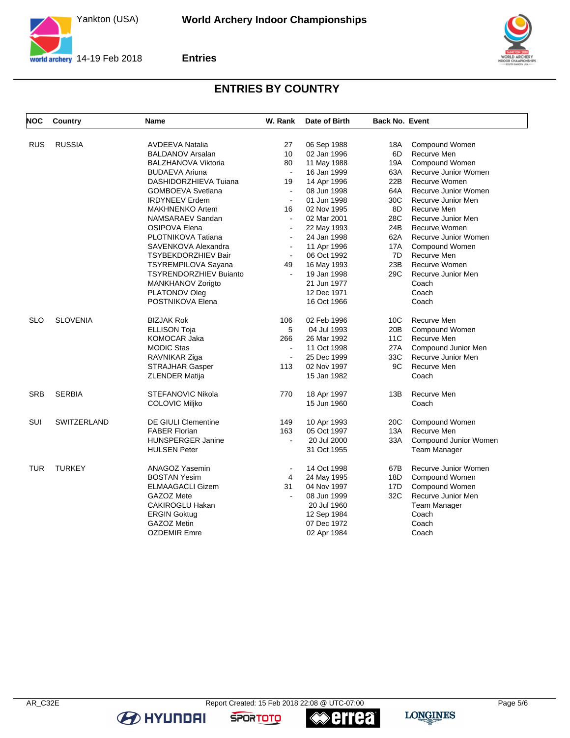# World Archery Indoor Championships

Yankton (USA)
14-19 Feb 2018

## Entries

### ENTRIES BY COUNTRY

| NOC | Country | Name | W. Rank | Date of Birth | Back No. | Event |
|---|---|---|---|---|---|---|
| RUS | RUSSIA | AVDEEVA Natalia | 27 | 06 Sep 1988 | 18A | Compound Women |
| | | BALDANOV Arsalan | 10 | 02 Jan 1996 | 6D | Recurve Men |
| | | BALZHANOVA Viktoria | 80 | 11 May 1988 | 19A | Compound Women |
| | | BUDAEVA Ariuna | - | 16 Jan 1999 | 63A | Recurve Junior Women |
| | | DASHIDORZHIEVA Tuiana | 19 | 14 Apr 1996 | 22B | Recurve Women |
| | | GOMBOEVA Svetlana | - | 08 Jun 1998 | 64A | Recurve Junior Women |
| | | IRDYNEEV Erdem | - | 01 Jun 1998 | 30C | Recurve Junior Men |
| | | MAKHNENKO Artem | 16 | 02 Nov 1995 | 8D | Recurve Men |
| | | NAMSARAEV Sandan | - | 02 Mar 2001 | 28C | Recurve Junior Men |
| | | OSIPOVA Elena | - | 22 May 1993 | 24B | Recurve Women |
| | | PLOTNIKOVA Tatiana | - | 24 Jan 1998 | 62A | Recurve Junior Women |
| | | SAVENKOVA Alexandra | - | 11 Apr 1996 | 17A | Compound Women |
| | | TSYBEKDORZHIEV Bair | - | 06 Oct 1992 | 7D | Recurve Men |
| | | TSYREMPILOVA Sayana | 49 | 16 May 1993 | 23B | Recurve Women |
| | | TSYRENDORZHIEV Buianto | - | 19 Jan 1998 | 29C | Recurve Junior Men |
| | | MANKHANOV Zorigto | | 21 Jun 1977 | | Coach |
| | | PLATONOV Oleg | | 12 Dec 1971 | | Coach |
| | | POSTNIKOVA Elena | | 16 Oct 1966 | | Coach |
| SLO | SLOVENIA | BIZJAK Rok | 106 | 02 Feb 1996 | 10C | Recurve Men |
| | | ELLISON Toja | 5 | 04 Jul 1993 | 20B | Compound Women |
| | | KOMOCAR Jaka | 266 | 26 Mar 1992 | 11C | Recurve Men |
| | | MODIC Stas | - | 11 Oct 1998 | 27A | Compound Junior Men |
| | | RAVNIKAR Ziga | - | 25 Dec 1999 | 33C | Recurve Junior Men |
| | | STRAJHAR Gasper | 113 | 02 Nov 1997 | 9C | Recurve Men |
| | | ZLENDER Matija | | 15 Jan 1982 | | Coach |
| SRB | SERBIA | STEFANOVIC Nikola | 770 | 18 Apr 1997 | 13B | Recurve Men |
| | | COLOVIC Miljko | | 15 Jun 1960 | | Coach |
| SUI | SWITZERLAND | DE GIULI Clementine | 149 | 10 Apr 1993 | 20C | Compound Women |
| | | FABER Florian | 163 | 05 Oct 1997 | 13A | Recurve Men |
| | | HUNSPERGER Janine | - | 20 Jul 2000 | 33A | Compound Junior Women |
| | | HULSEN Peter | | 31 Oct 1955 | | Team Manager |
| TUR | TURKEY | ANAGOZ Yasemin | - | 14 Oct 1998 | 67B | Recurve Junior Women |
| | | BOSTAN Yesim | 4 | 24 May 1995 | 18D | Compound Women |
| | | ELMAAGACLI Gizem | 31 | 04 Nov 1997 | 17D | Compound Women |
| | | GAZOZ Mete | - | 08 Jun 1999 | 32C | Recurve Junior Men |
| | | CAKIROGLU Hakan | | 20 Jul 1960 | | Team Manager |
| | | ERGIN Goktug | | 12 Sep 1984 | | Coach |
| | | GAZOZ Metin | | 07 Dec 1972 | | Coach |
| | | OZDEMIR Emre | | 02 Apr 1984 | | Coach |

AR_C32E — Report Created: 15 Feb 2018 22:08 @ UTC-07:00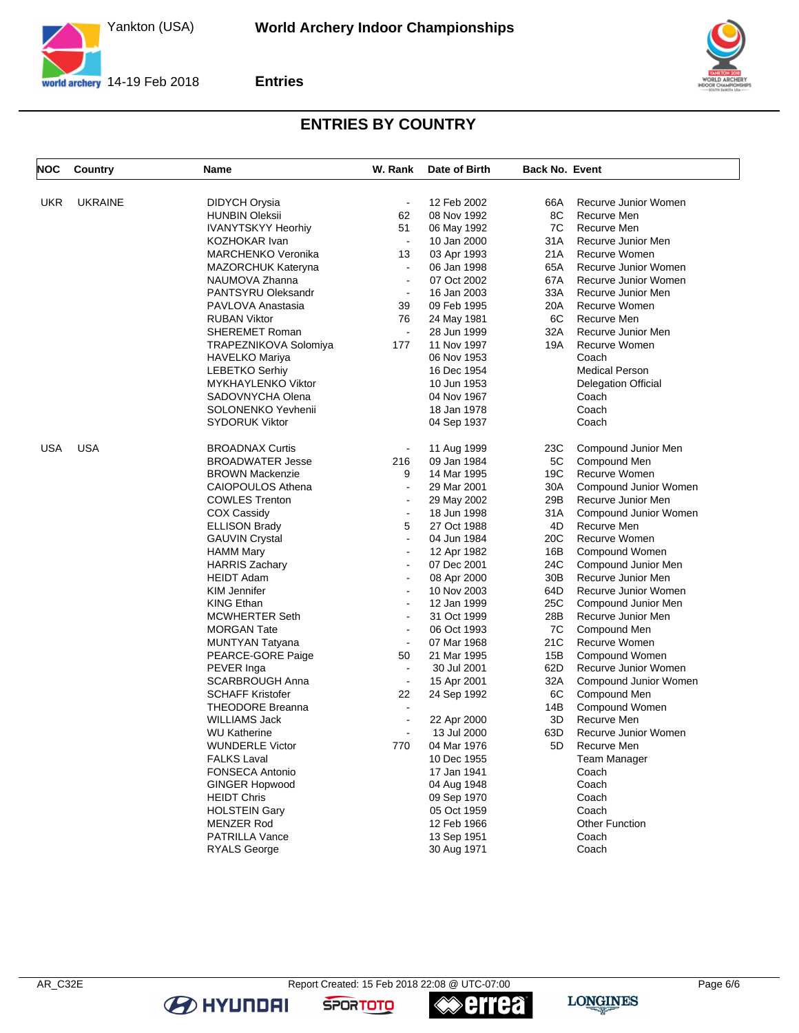# ENTRIES BY COUNTRY

| NOC | Country | Name | W. Rank | Date of Birth | Back No. | Event |
|---|---|---|---|---|---|---|
| UKR | UKRAINE | DIDYCH Orysia | - | 12 Feb 2002 | 66A | Recurve Junior Women |
| | | HUNBIN Oleksii | 62 | 08 Nov 1992 | 8C | Recurve Men |
| | | IVANYTSKYY Heorhiy | 51 | 06 May 1992 | 7C | Recurve Men |
| | | KOZHOKAR Ivan | - | 10 Jan 2000 | 31A | Recurve Junior Men |
| | | MARCHENKO Veronika | 13 | 03 Apr 1993 | 21A | Recurve Women |
| | | MAZORCHUK Kateryna | - | 06 Jan 1998 | 65A | Recurve Junior Women |
| | | NAUMOVA Zhanna | - | 07 Oct 2002 | 67A | Recurve Junior Women |
| | | PANTSYRU Oleksandr | - | 16 Jan 2003 | 33A | Recurve Junior Men |
| | | PAVLOVA Anastasia | 39 | 09 Feb 1995 | 20A | Recurve Women |
| | | RUBAN Viktor | 76 | 24 May 1981 | 6C | Recurve Men |
| | | SHEREMET Roman | - | 28 Jun 1999 | 32A | Recurve Junior Men |
| | | TRAPEZNIKOVA Solomiya | 177 | 11 Nov 1997 | 19A | Recurve Women |
| | | HAVELKO Mariya | | 06 Nov 1953 | | Coach |
| | | LEBETKO Serhiy | | 16 Dec 1954 | | Medical Person |
| | | MYKHAYLENKO Viktor | | 10 Jun 1953 | | Delegation Official |
| | | SADOVNYCHA Olena | | 04 Nov 1967 | | Coach |
| | | SOLONENKO Yevhenii | | 18 Jan 1978 | | Coach |
| | | SYDORUK Viktor | | 04 Sep 1937 | | Coach |
| USA | USA | BROADNAX Curtis | - | 11 Aug 1999 | 23C | Compound Junior Men |
| | | BROADWATER Jesse | 216 | 09 Jan 1984 | 5C | Compound Men |
| | | BROWN Mackenzie | 9 | 14 Mar 1995 | 19C | Recurve Women |
| | | CAIOPOULOS Athena | - | 29 Mar 2001 | 30A | Compound Junior Women |
| | | COWLES Trenton | - | 29 May 2002 | 29B | Recurve Junior Men |
| | | COX Cassidy | - | 18 Jun 1998 | 31A | Compound Junior Women |
| | | ELLISON Brady | 5 | 27 Oct 1988 | 4D | Recurve Men |
| | | GAUVIN Crystal | - | 04 Jun 1984 | 20C | Recurve Women |
| | | HAMM Mary | - | 12 Apr 1982 | 16B | Compound Women |
| | | HARRIS Zachary | - | 07 Dec 2001 | 24C | Compound Junior Men |
| | | HEIDT Adam | - | 08 Apr 2000 | 30B | Recurve Junior Men |
| | | KIM Jennifer | - | 10 Nov 2003 | 64D | Recurve Junior Women |
| | | KING Ethan | - | 12 Jan 1999 | 25C | Compound Junior Men |
| | | MCWHERTER Seth | - | 31 Oct 1999 | 28B | Recurve Junior Men |
| | | MORGAN Tate | - | 06 Oct 1993 | 7C | Compound Men |
| | | MUNTYAN Tatyana | - | 07 Mar 1968 | 21C | Recurve Women |
| | | PEARCE-GORE Paige | 50 | 21 Mar 1995 | 15B | Compound Women |
| | | PEVER Inga | - | 30 Jul 2001 | 62D | Recurve Junior Women |
| | | SCARBROUGH Anna | - | 15 Apr 2001 | 32A | Compound Junior Women |
| | | SCHAFF Kristofer | 22 | 24 Sep 1992 | 6C | Compound Men |
| | | THEODORE Breanna | - | | 14B | Compound Women |
| | | WILLIAMS Jack | - | 22 Apr 2000 | 3D | Recurve Men |
| | | WU Katherine | - | 13 Jul 2000 | 63D | Recurve Junior Women |
| | | WUNDERLE Victor | 770 | 04 Mar 1976 | 5D | Recurve Men |
| | | FALKS Laval | | 10 Dec 1955 | | Team Manager |
| | | FONSECA Antonio | | 17 Jan 1941 | | Coach |
| | | GINGER Hopwood | | 04 Aug 1948 | | Coach |
| | | HEIDT Chris | | 09 Sep 1970 | | Coach |
| | | HOLSTEIN Gary | | 05 Oct 1959 | | Coach |
| | | MENZER Rod | | 12 Feb 1966 | | Other Function |
| | | PATRILLA Vance | | 13 Sep 1951 | | Coach |
| | | RYALS George | | 30 Aug 1971 | | Coach |

AR_C32E Report Created: 15 Feb 2018 22:08 @ UTC-07:00